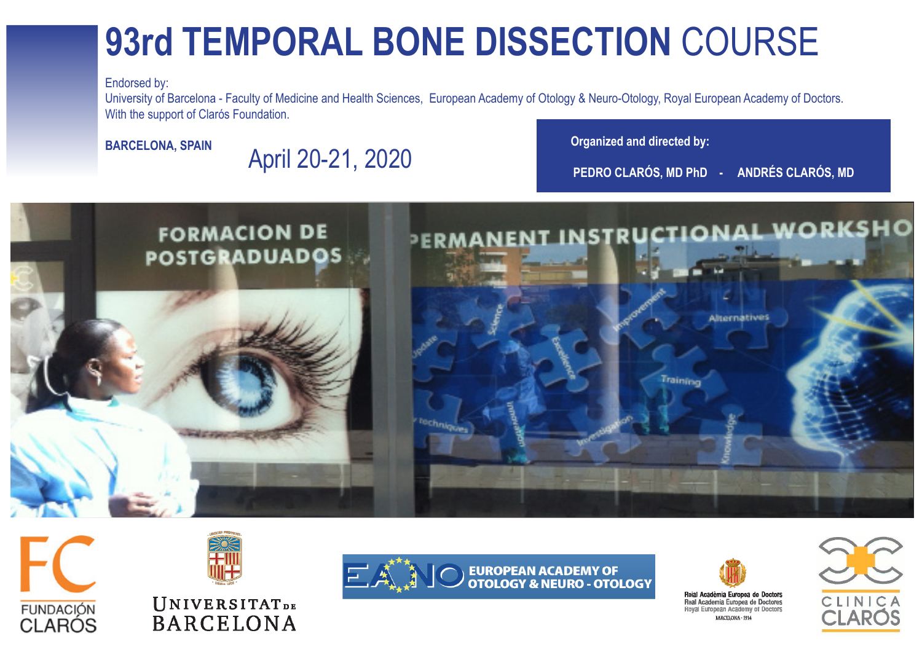# 93rd TEMPORAL BONE DISSECTION COURSE

Endorsed by:
University of Barcelona - Faculty of Medicine and Health Sciences, European Academy of Otology & Neuro-Otology, Royal European Academy of Doctors.
With the support of Clarós Foundation.

**BARCELONA, SPAIN**

April 20-21, 2020

**Organized and directed by:**

**PEDRO CLARÓS, MD PhD - ANDRÉS CLARÓS, MD**

FUNDACIÓN CLARÓS

UNIVERSITAT DE BARCELONA

EUROPEAN ACADEMY OF OTOLOGY & NEURO - OTOLOGY

Reial Acadèmia Europea de Doctors
Real Academia Europea de Doctores
Royal European Academy of Doctors
BARCELONA - 1914

CLINICA CLARÓS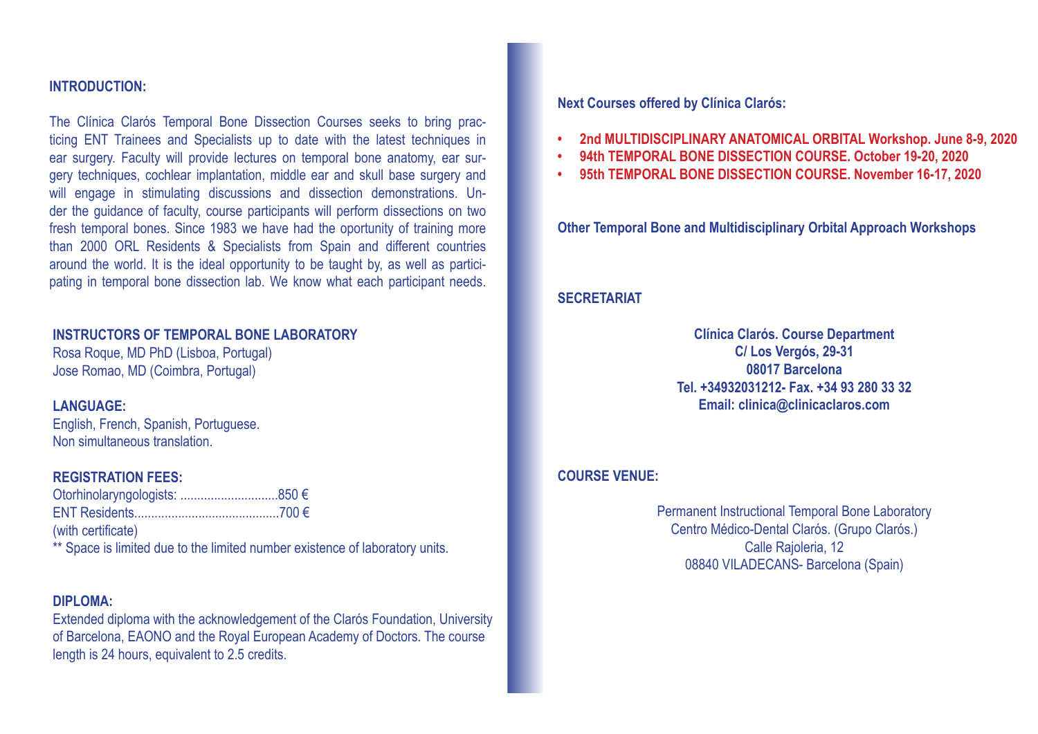## INTRODUCTION:

The Clínica Clarós Temporal Bone Dissection Courses seeks to bring practicing ENT Trainees and Specialists up to date with the latest techniques in ear surgery. Faculty will provide lectures on temporal bone anatomy, ear surgery techniques, cochlear implantation, middle ear and skull base surgery and will engage in stimulating discussions and dissection demonstrations. Under the guidance of faculty, course participants will perform dissections on two fresh temporal bones. Since 1983 we have had the oportunity of training more than 2000 ORL Residents & Specialists from Spain and different countries around the world. It is the ideal opportunity to be taught by, as well as participating in temporal bone dissection lab. We know what each participant needs.

## INSTRUCTORS OF TEMPORAL BONE LABORATORY

Rosa Roque, MD PhD (Lisboa, Portugal)
Jose Romao, MD (Coimbra, Portugal)

## LANGUAGE:

English, French, Spanish, Portuguese.
Non simultaneous translation.

## REGISTRATION FEES:

Otorhinolaryngologists: .............................850 €
ENT Residents...........................................700 €
(with certificate)
** Space is limited due to the limited number existence of laboratory units.

## DIPLOMA:

Extended diploma with the acknowledgement of the Clarós Foundation, University of Barcelona, EAONO and the Royal European Academy of Doctors. The course length is 24 hours, equivalent to 2.5 credits.

## Next Courses offered by Clínica Clarós:

- **2nd MULTIDISCIPLINARY ANATOMICAL ORBITAL Workshop. June 8-9, 2020**
- **94th TEMPORAL BONE DISSECTION COURSE. October 19-20, 2020**
- **95th TEMPORAL BONE DISSECTION COURSE. November 16-17, 2020**

**Other Temporal Bone and Multidisciplinary Orbital Approach Workshops**

## SECRETARIAT

**Clínica Clarós. Course Department**
**C/ Los Vergós, 29-31**
**08017 Barcelona**
**Tel. +34932031212- Fax. +34 93 280 33 32**
**Email: clinica@clinicaclaros.com**

## COURSE VENUE:

Permanent Instructional Temporal Bone Laboratory
Centro Médico-Dental Clarós. (Grupo Clarós.)
Calle Rajoleria, 12
08840 VILADECANS- Barcelona (Spain)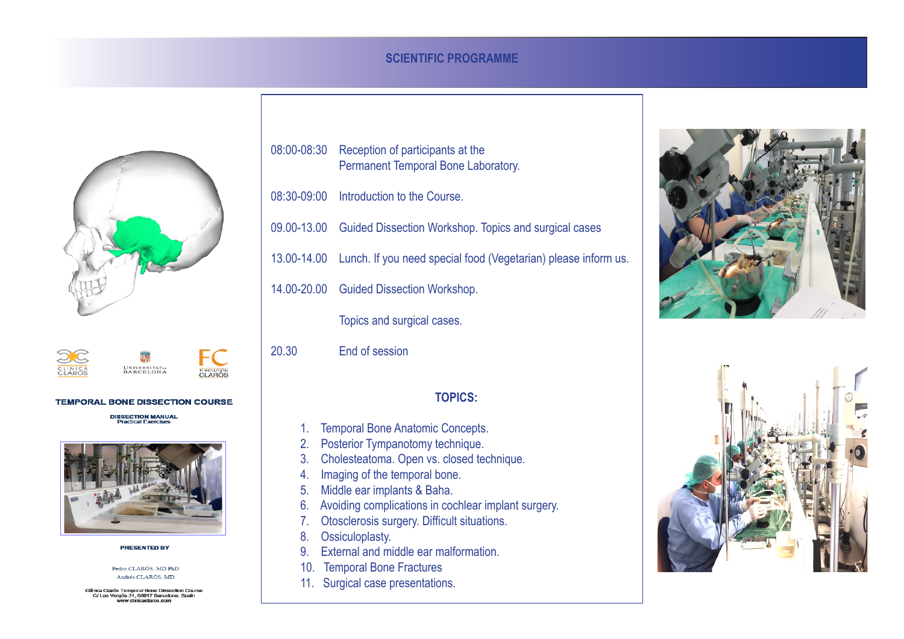## SCIENTIFIC PROGRAMME

TEMPORAL BONE DISSECTION COURSE

DISSECTION MANUAL
Practical Exercises

PRESENTED BY

Pedro CLARÓS, MD PhD
Andrés CLARÓS, MD

Clínica Clarós Temporal Bone Dissection Course
C/ Los Vergós 31, 08017 Barcelona, Spain
www.clinicaclaros.com

| | |
|---|---|
| 08:00-08:30 | Reception of participants at the Permanent Temporal Bone Laboratory. |
| 08:30-09:00 | Introduction to the Course. |
| 09.00-13.00 | Guided Dissection Workshop. Topics and surgical cases |
| 13.00-14.00 | Lunch. If you need special food (Vegetarian) please inform us. |
| 14.00-20.00 | Guided Dissection Workshop. Topics and surgical cases. |
| 20.30 | End of session |

### TOPICS:

1. Temporal Bone Anatomic Concepts.
2. Posterior Tympanotomy technique.
3. Cholesteatoma. Open vs. closed technique.
4. Imaging of the temporal bone.
5. Middle ear implants & Baha.
6. Avoiding complications in cochlear implant surgery.
7. Otosclerosis surgery. Difficult situations.
8. Ossiculoplasty.
9. External and middle ear malformation.
10. Temporal Bone Fractures
11. Surgical case presentations.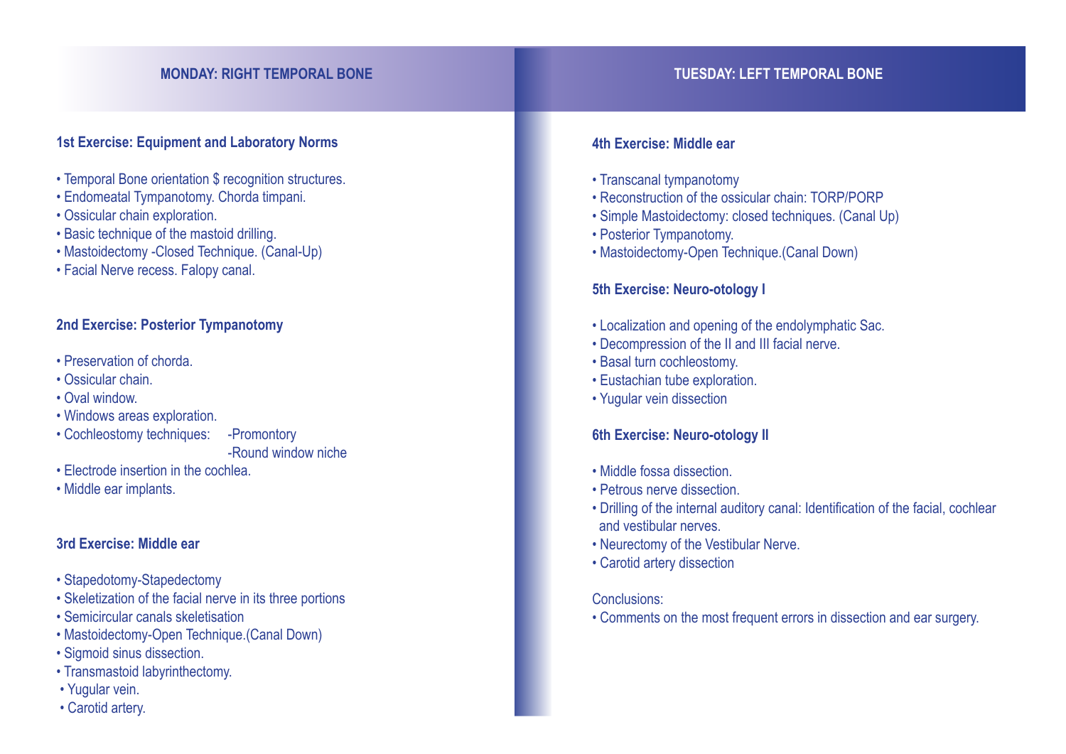## MONDAY: RIGHT TEMPORAL BONE

### 1st Exercise: Equipment and Laboratory Norms

- Temporal Bone orientation $ recognition structures.
- Endomeatal Tympanotomy. Chorda timpani.
- Ossicular chain exploration.
- Basic technique of the mastoid drilling.
- Mastoidectomy -Closed Technique. (Canal-Up)
- Facial Nerve recess. Falopy canal.

### 2nd Exercise: Posterior Tympanotomy

- Preservation of chorda.
- Ossicular chain.
- Oval window.
- Windows areas exploration.
- Cochleostomy techniques:
  - -Promontory
  - -Round window niche
- Electrode insertion in the cochlea.
- Middle ear implants.

### 3rd Exercise: Middle ear

- Stapedotomy-Stapedectomy
- Skeletization of the facial nerve in its three portions
- Semicircular canals skeletisation
- Mastoidectomy-Open Technique.(Canal Down)
- Sigmoid sinus dissection.
- Transmastoid labyrinthectomy.
- Yugular vein.
- Carotid artery.

## TUESDAY: LEFT TEMPORAL BONE

### 4th Exercise: Middle ear

- Transcanal tympanotomy
- Reconstruction of the ossicular chain: TORP/PORP
- Simple Mastoidectomy: closed techniques. (Canal Up)
- Posterior Tympanotomy.
- Mastoidectomy-Open Technique.(Canal Down)

### 5th Exercise: Neuro-otology I

- Localization and opening of the endolymphatic Sac.
- Decompression of the II and III facial nerve.
- Basal turn cochleostomy.
- Eustachian tube exploration.
- Yugular vein dissection

### 6th Exercise: Neuro-otology II

- Middle fossa dissection.
- Petrous nerve dissection.
- Drilling of the internal auditory canal: Identification of the facial, cochlear and vestibular nerves.
- Neurectomy of the Vestibular Nerve.
- Carotid artery dissection

Conclusions:

- Comments on the most frequent errors in dissection and ear surgery.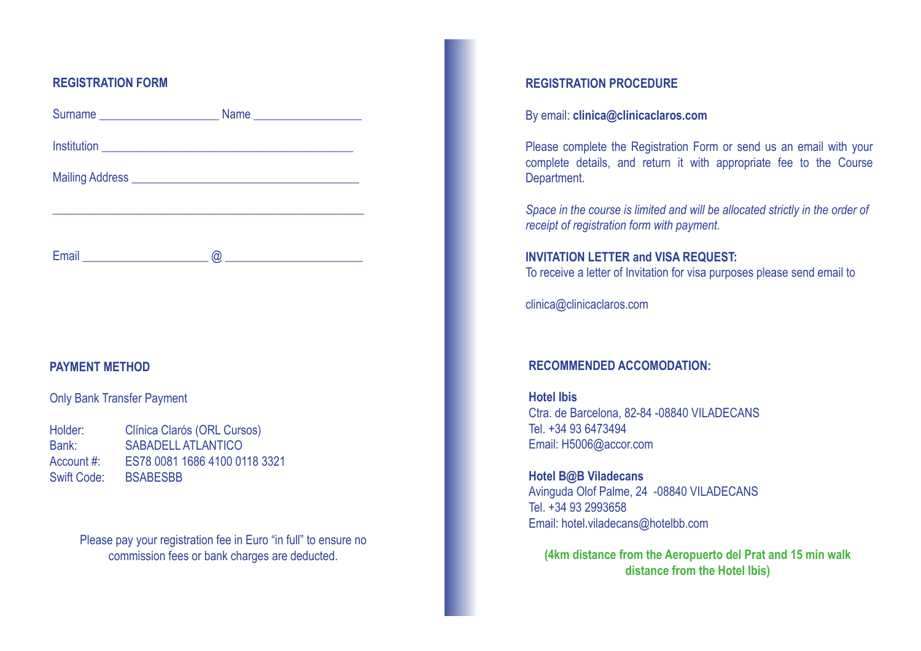## REGISTRATION FORM

Surname ___________________ Name _________________

Institution ________________________________________

Mailing Address ____________________________________

__________________________________________________

Email ____________________ @ ______________________

## PAYMENT METHOD

Only Bank Transfer Payment

| | |
|---|---|
| Holder: | Clínica Clarós (ORL Cursos) |
| Bank: | SABADELL ATLANTICO |
| Account #: | ES78 0081 1686 4100 0118 3321 |
| Swift Code: | BSABESBB |

Please pay your registration fee in Euro "in full" to ensure no commission fees or bank charges are deducted.

## REGISTRATION PROCEDURE

By email: **clinica@clinicaclaros.com**

Please complete the Registration Form or send us an email with your complete details, and return it with appropriate fee to the Course Department.

*Space in the course is limited and will be allocated strictly in the order of receipt of registration form with payment.*

**INVITATION LETTER and VISA REQUEST:**
To receive a letter of Invitation for visa purposes please send email to

clinica@clinicaclaros.com

## RECOMMENDED ACCOMODATION:

**Hotel Ibis**
Ctra. de Barcelona, 82-84 -08840 VILADECANS
Tel. +34 93 6473494
Email: H5006@accor.com

**Hotel B@B Viladecans**
Avinguda Olof Palme, 24 -08840 VILADECANS
Tel. +34 93 2993658
Email: hotel.viladecans@hotelbb.com

**(4km distance from the Aeropuerto del Prat and 15 min walk distance from the Hotel Ibis)**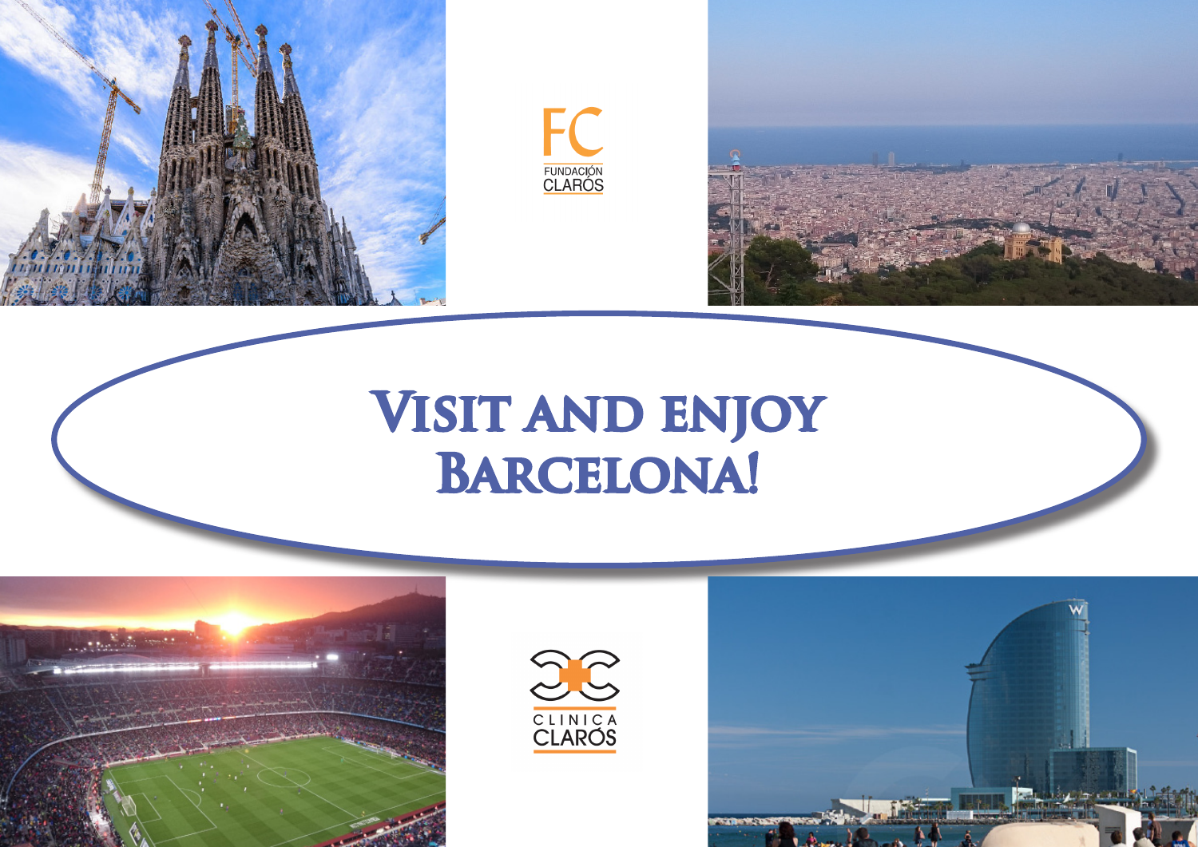FUNDACIÓN CLARÓS

# VISIT AND ENJOY BARCELONA!

CLINICA CLARÓS